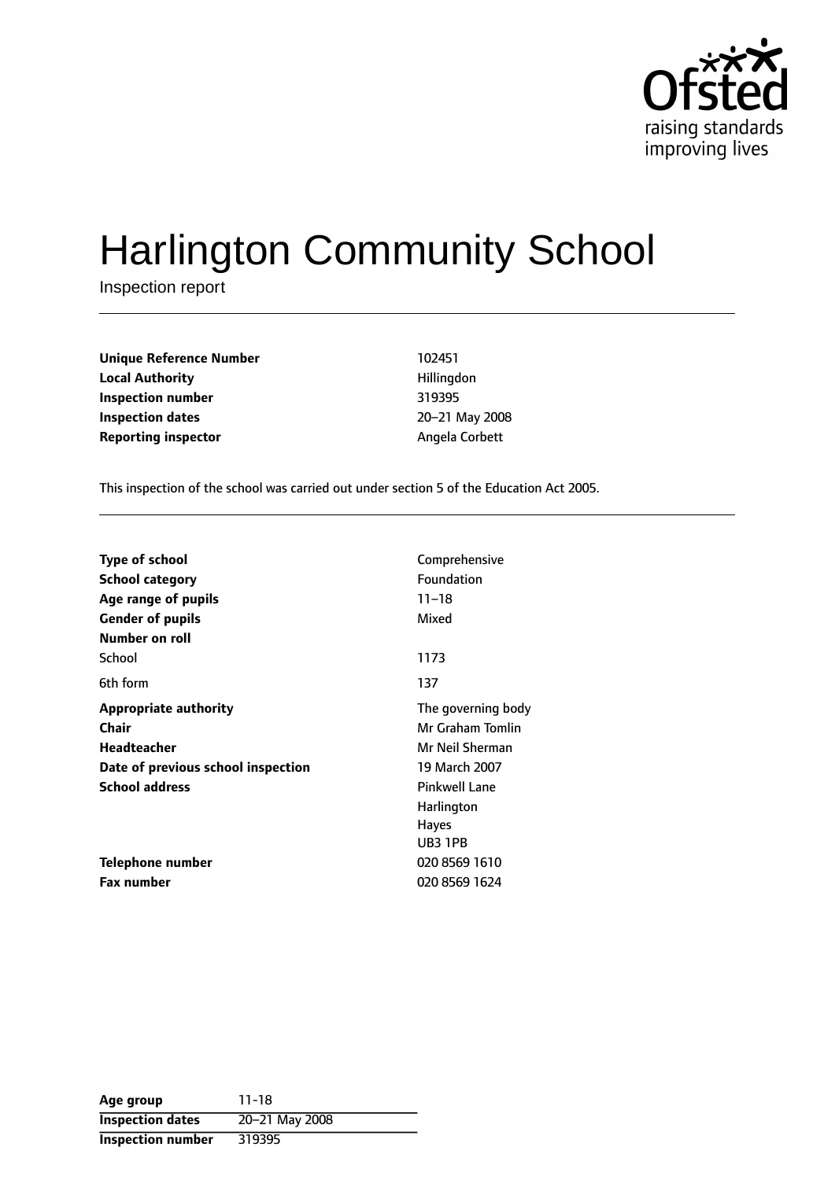# Harlington Community School

Inspection report

| | |
|---|---|
| **Unique Reference Number** | 102451 |
| **Local Authority** | Hillingdon |
| **Inspection number** | 319395 |
| **Inspection dates** | 20–21 May 2008 |
| **Reporting inspector** | Angela Corbett |

This inspection of the school was carried out under section 5 of the Education Act 2005.

| | |
|---|---|
| **Type of school** | Comprehensive |
| **School category** | Foundation |
| **Age range of pupils** | 11–18 |
| **Gender of pupils** | Mixed |
| **Number on roll** | |
| School | 1173 |
| 6th form | 137 |
| **Appropriate authority** | The governing body |
| **Chair** | Mr Graham Tomlin |
| **Headteacher** | Mr Neil Sherman |
| **Date of previous school inspection** | 19 March 2007 |
| **School address** | Pinkwell Lane<br>Harlington<br>Hayes<br>UB3 1PB |
| **Telephone number** | 020 8569 1610 |
| **Fax number** | 020 8569 1624 |

| | |
|---|---|
| **Age group** | 11-18 |
| **Inspection dates** | 20–21 May 2008 |
| **Inspection number** | 319395 |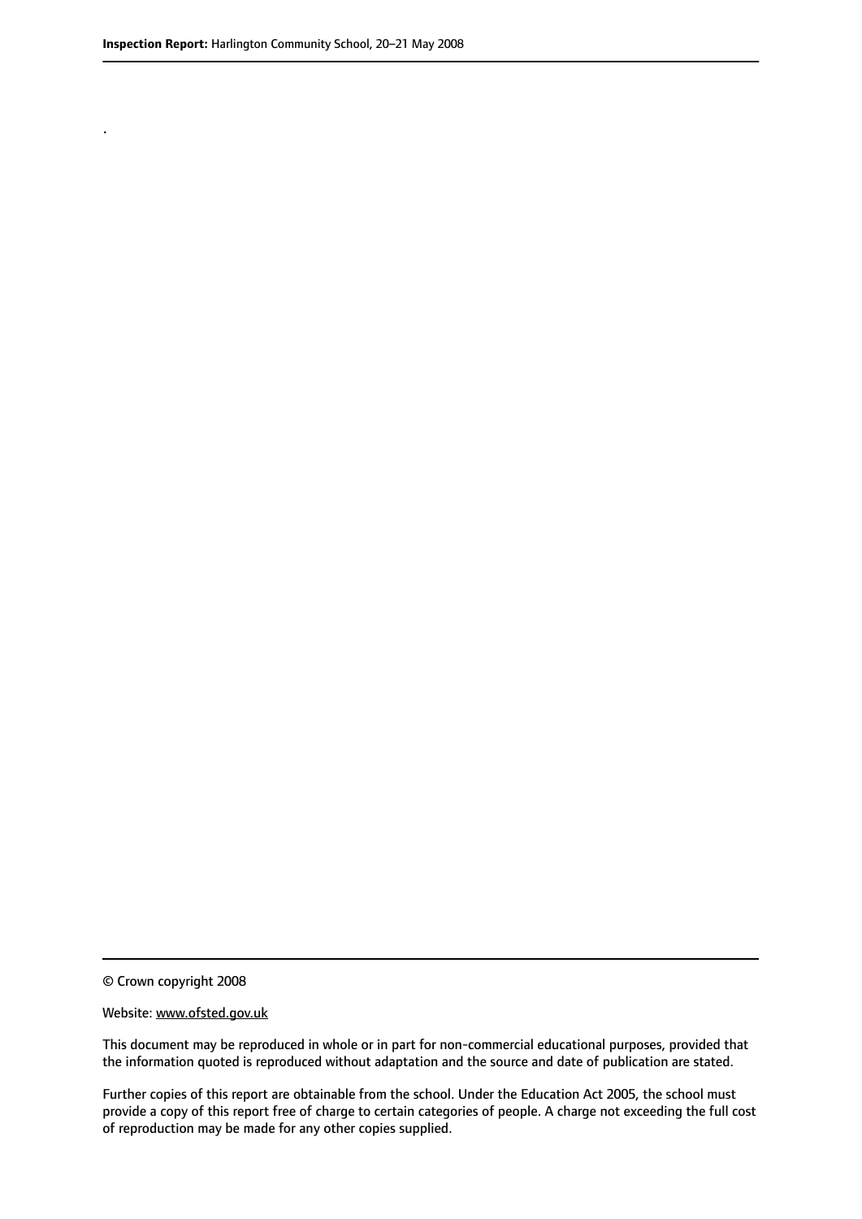.

© Crown copyright 2008

Website: www.ofsted.gov.uk

This document may be reproduced in whole or in part for non-commercial educational purposes, provided that the information quoted is reproduced without adaptation and the source and date of publication are stated.

Further copies of this report are obtainable from the school. Under the Education Act 2005, the school must provide a copy of this report free of charge to certain categories of people. A charge not exceeding the full cost of reproduction may be made for any other copies supplied.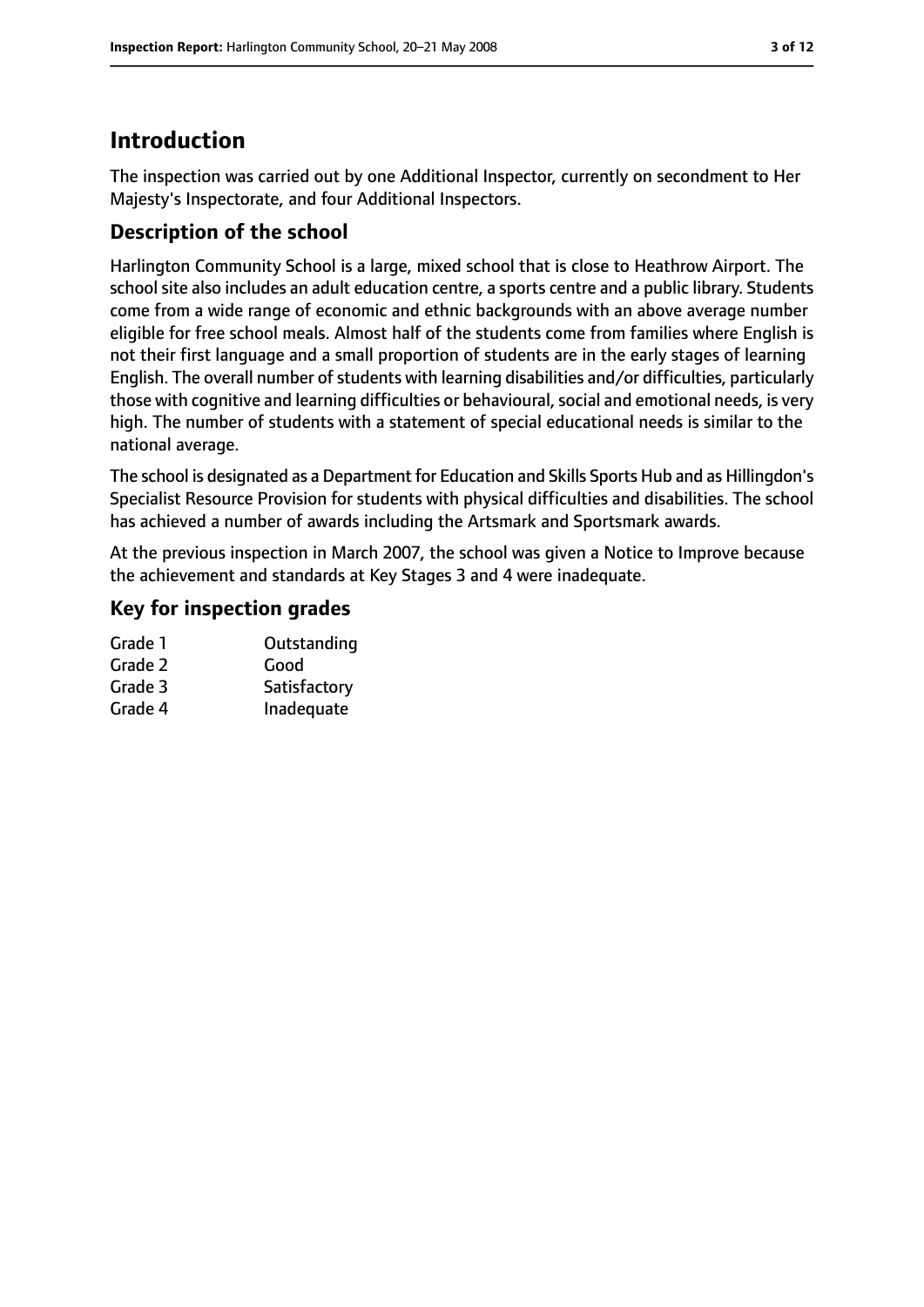# Introduction

The inspection was carried out by one Additional Inspector, currently on secondment to Her Majesty's Inspectorate, and four Additional Inspectors.

## Description of the school

Harlington Community School is a large, mixed school that is close to Heathrow Airport. The school site also includes an adult education centre, a sports centre and a public library. Students come from a wide range of economic and ethnic backgrounds with an above average number eligible for free school meals. Almost half of the students come from families where English is not their first language and a small proportion of students are in the early stages of learning English. The overall number of students with learning disabilities and/or difficulties, particularly those with cognitive and learning difficulties or behavioural, social and emotional needs, is very high. The number of students with a statement of special educational needs is similar to the national average.

The school is designated as a Department for Education and Skills Sports Hub and as Hillingdon's Specialist Resource Provision for students with physical difficulties and disabilities. The school has achieved a number of awards including the Artsmark and Sportsmark awards.

At the previous inspection in March 2007, the school was given a Notice to Improve because the achievement and standards at Key Stages 3 and 4 were inadequate.

## Key for inspection grades

| | |
|---|---|
| Grade 1 | Outstanding |
| Grade 2 | Good |
| Grade 3 | Satisfactory |
| Grade 4 | Inadequate |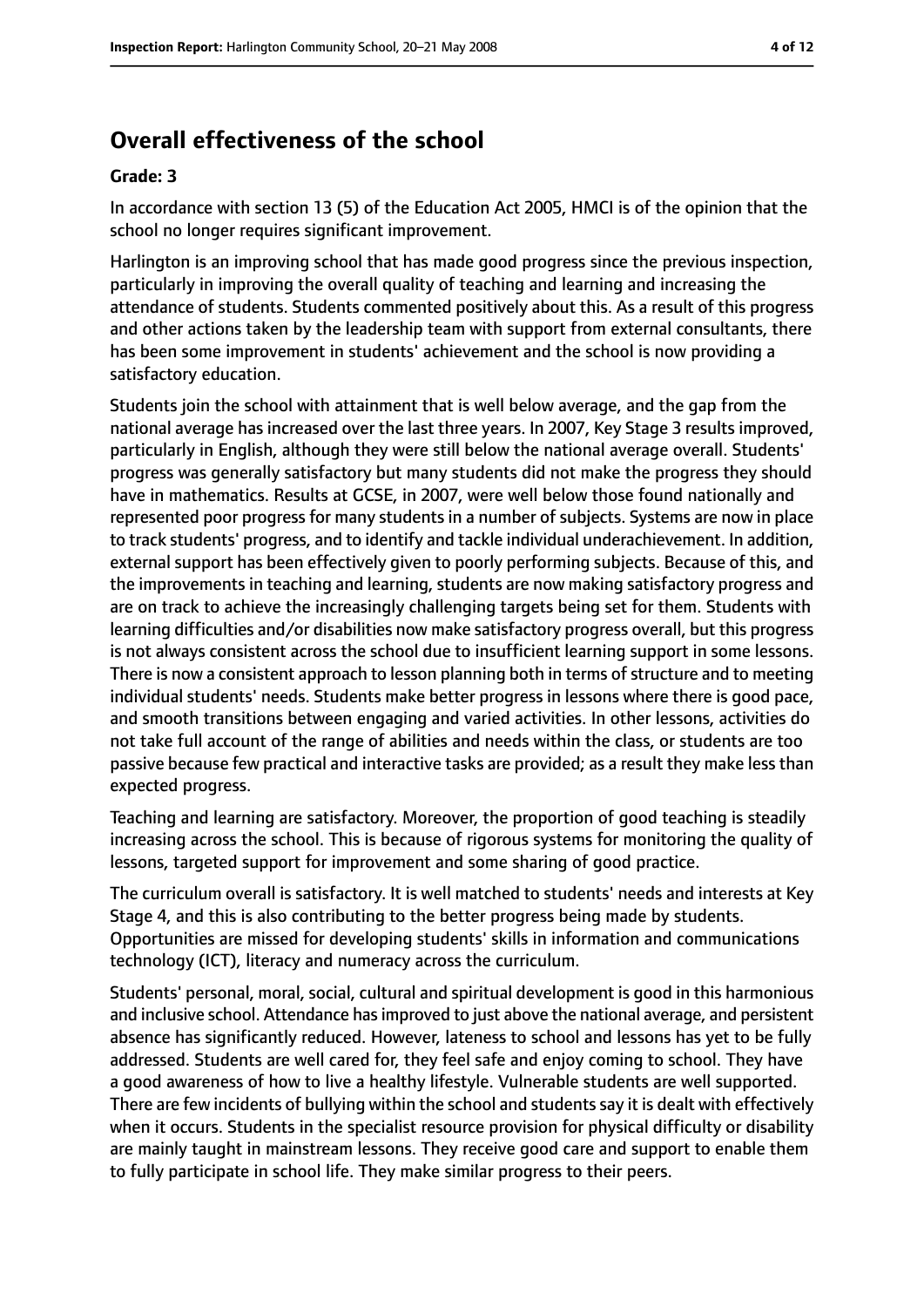## Overall effectiveness of the school

### Grade: 3

In accordance with section 13 (5) of the Education Act 2005, HMCI is of the opinion that the school no longer requires significant improvement.

Harlington is an improving school that has made good progress since the previous inspection, particularly in improving the overall quality of teaching and learning and increasing the attendance of students. Students commented positively about this. As a result of this progress and other actions taken by the leadership team with support from external consultants, there has been some improvement in students' achievement and the school is now providing a satisfactory education.

Students join the school with attainment that is well below average, and the gap from the national average has increased over the last three years. In 2007, Key Stage 3 results improved, particularly in English, although they were still below the national average overall. Students' progress was generally satisfactory but many students did not make the progress they should have in mathematics. Results at GCSE, in 2007, were well below those found nationally and represented poor progress for many students in a number of subjects. Systems are now in place to track students' progress, and to identify and tackle individual underachievement. In addition, external support has been effectively given to poorly performing subjects. Because of this, and the improvements in teaching and learning, students are now making satisfactory progress and are on track to achieve the increasingly challenging targets being set for them. Students with learning difficulties and/or disabilities now make satisfactory progress overall, but this progress is not always consistent across the school due to insufficient learning support in some lessons. There is now a consistent approach to lesson planning both in terms of structure and to meeting individual students' needs. Students make better progress in lessons where there is good pace, and smooth transitions between engaging and varied activities. In other lessons, activities do not take full account of the range of abilities and needs within the class, or students are too passive because few practical and interactive tasks are provided; as a result they make less than expected progress.

Teaching and learning are satisfactory. Moreover, the proportion of good teaching is steadily increasing across the school. This is because of rigorous systems for monitoring the quality of lessons, targeted support for improvement and some sharing of good practice.

The curriculum overall is satisfactory. It is well matched to students' needs and interests at Key Stage 4, and this is also contributing to the better progress being made by students. Opportunities are missed for developing students' skills in information and communications technology (ICT), literacy and numeracy across the curriculum.

Students' personal, moral, social, cultural and spiritual development is good in this harmonious and inclusive school. Attendance has improved to just above the national average, and persistent absence has significantly reduced. However, lateness to school and lessons has yet to be fully addressed. Students are well cared for, they feel safe and enjoy coming to school. They have a good awareness of how to live a healthy lifestyle. Vulnerable students are well supported. There are few incidents of bullying within the school and students say it is dealt with effectively when it occurs. Students in the specialist resource provision for physical difficulty or disability are mainly taught in mainstream lessons. They receive good care and support to enable them to fully participate in school life. They make similar progress to their peers.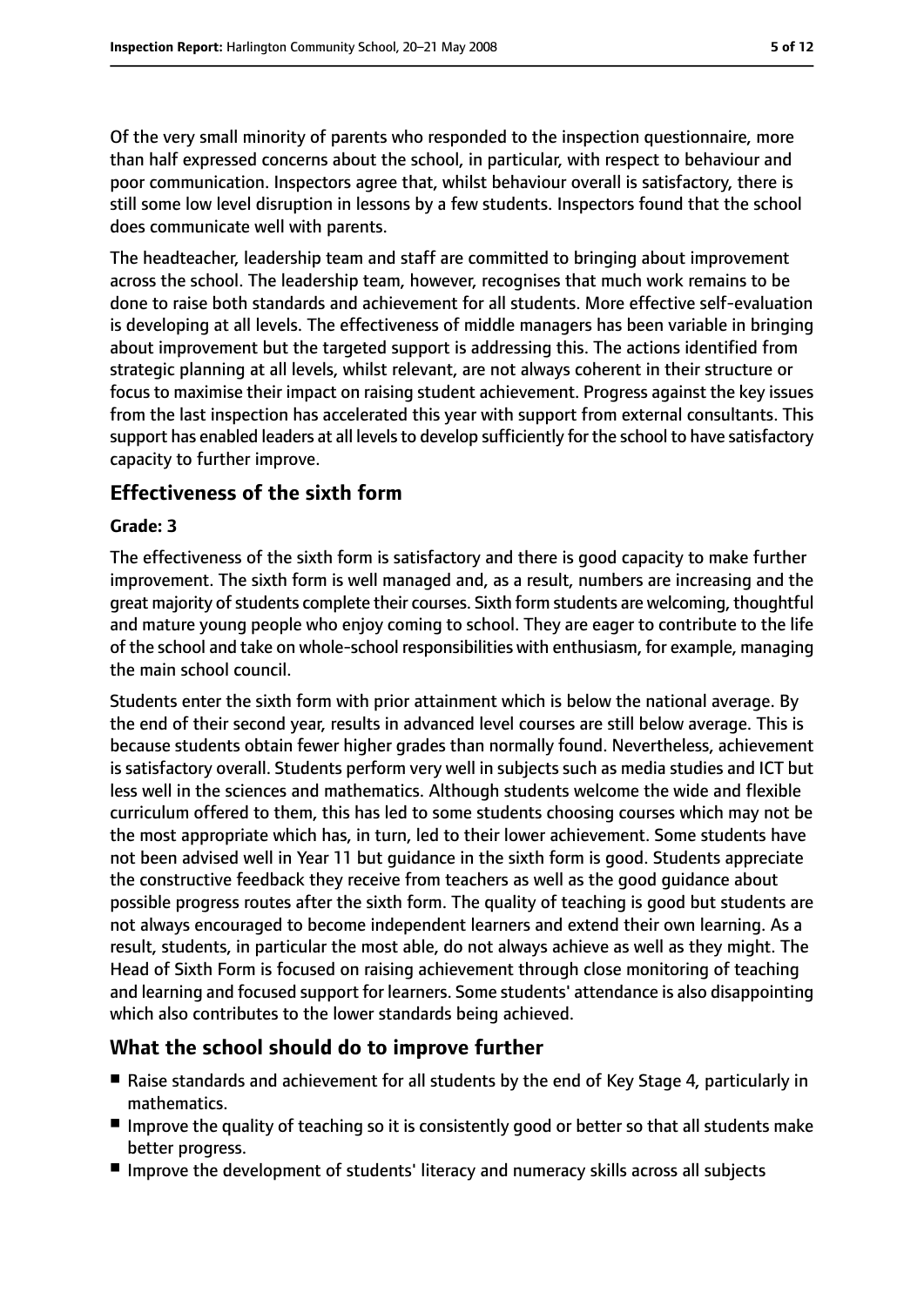Of the very small minority of parents who responded to the inspection questionnaire, more than half expressed concerns about the school, in particular, with respect to behaviour and poor communication. Inspectors agree that, whilst behaviour overall is satisfactory, there is still some low level disruption in lessons by a few students. Inspectors found that the school does communicate well with parents.

The headteacher, leadership team and staff are committed to bringing about improvement across the school. The leadership team, however, recognises that much work remains to be done to raise both standards and achievement for all students. More effective self-evaluation is developing at all levels. The effectiveness of middle managers has been variable in bringing about improvement but the targeted support is addressing this. The actions identified from strategic planning at all levels, whilst relevant, are not always coherent in their structure or focus to maximise their impact on raising student achievement. Progress against the key issues from the last inspection has accelerated this year with support from external consultants. This support has enabled leaders at all levels to develop sufficiently for the school to have satisfactory capacity to further improve.

## Effectiveness of the sixth form

**Grade: 3**

The effectiveness of the sixth form is satisfactory and there is good capacity to make further improvement. The sixth form is well managed and, as a result, numbers are increasing and the great majority of students complete their courses. Sixth form students are welcoming, thoughtful and mature young people who enjoy coming to school. They are eager to contribute to the life of the school and take on whole-school responsibilities with enthusiasm, for example, managing the main school council.

Students enter the sixth form with prior attainment which is below the national average. By the end of their second year, results in advanced level courses are still below average. This is because students obtain fewer higher grades than normally found. Nevertheless, achievement is satisfactory overall. Students perform very well in subjects such as media studies and ICT but less well in the sciences and mathematics. Although students welcome the wide and flexible curriculum offered to them, this has led to some students choosing courses which may not be the most appropriate which has, in turn, led to their lower achievement. Some students have not been advised well in Year 11 but guidance in the sixth form is good. Students appreciate the constructive feedback they receive from teachers as well as the good guidance about possible progress routes after the sixth form. The quality of teaching is good but students are not always encouraged to become independent learners and extend their own learning. As a result, students, in particular the most able, do not always achieve as well as they might. The Head of Sixth Form is focused on raising achievement through close monitoring of teaching and learning and focused support for learners. Some students' attendance is also disappointing which also contributes to the lower standards being achieved.

## What the school should do to improve further

- Raise standards and achievement for all students by the end of Key Stage 4, particularly in mathematics.
- Improve the quality of teaching so it is consistently good or better so that all students make better progress.
- Improve the development of students' literacy and numeracy skills across all subjects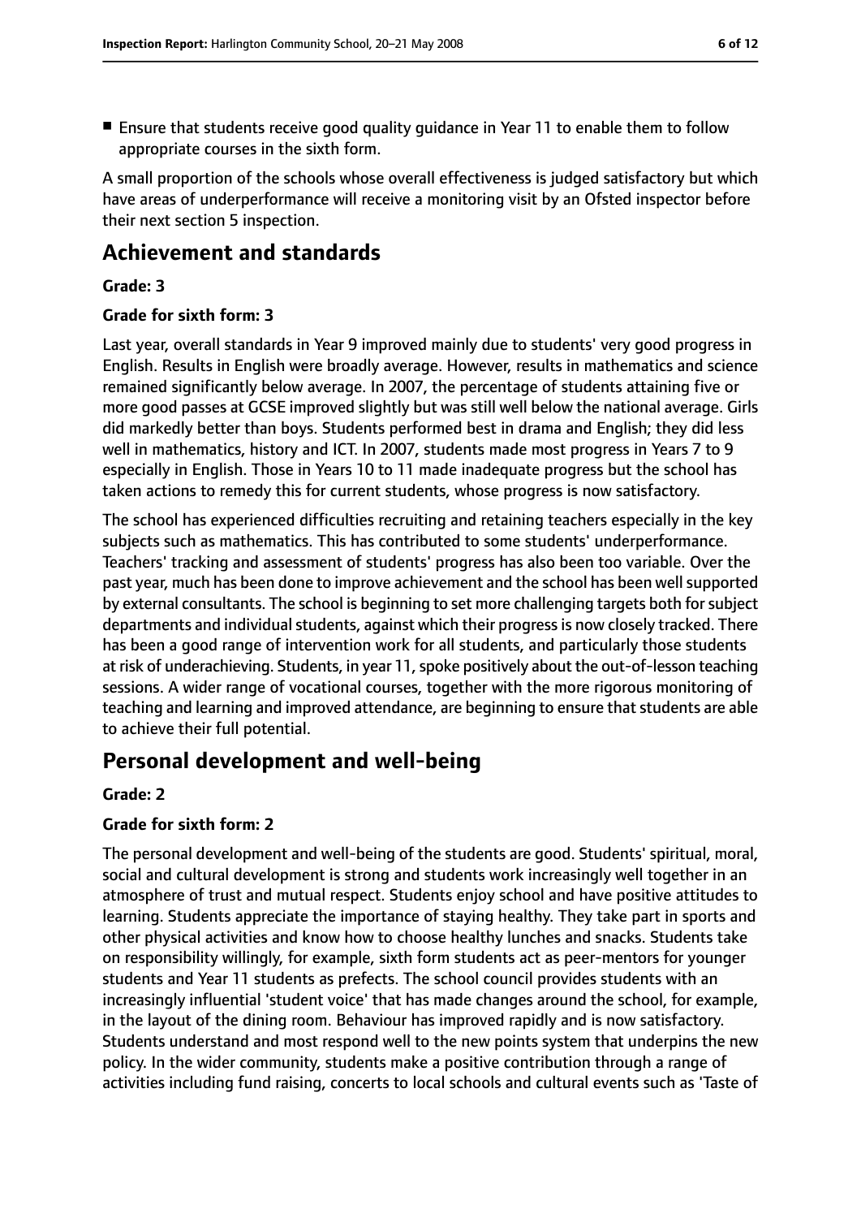- Ensure that students receive good quality guidance in Year 11 to enable them to follow appropriate courses in the sixth form.

A small proportion of the schools whose overall effectiveness is judged satisfactory but which have areas of underperformance will receive a monitoring visit by an Ofsted inspector before their next section 5 inspection.

## Achievement and standards

**Grade: 3**

**Grade for sixth form: 3**

Last year, overall standards in Year 9 improved mainly due to students' very good progress in English. Results in English were broadly average. However, results in mathematics and science remained significantly below average. In 2007, the percentage of students attaining five or more good passes at GCSE improved slightly but was still well below the national average. Girls did markedly better than boys. Students performed best in drama and English; they did less well in mathematics, history and ICT. In 2007, students made most progress in Years 7 to 9 especially in English. Those in Years 10 to 11 made inadequate progress but the school has taken actions to remedy this for current students, whose progress is now satisfactory.

The school has experienced difficulties recruiting and retaining teachers especially in the key subjects such as mathematics. This has contributed to some students' underperformance. Teachers' tracking and assessment of students' progress has also been too variable. Over the past year, much has been done to improve achievement and the school has been well supported by external consultants. The school is beginning to set more challenging targets both for subject departments and individual students, against which their progress is now closely tracked. There has been a good range of intervention work for all students, and particularly those students at risk of underachieving. Students, in year 11, spoke positively about the out-of-lesson teaching sessions. A wider range of vocational courses, together with the more rigorous monitoring of teaching and learning and improved attendance, are beginning to ensure that students are able to achieve their full potential.

## Personal development and well-being

**Grade: 2**

**Grade for sixth form: 2**

The personal development and well-being of the students are good. Students' spiritual, moral, social and cultural development is strong and students work increasingly well together in an atmosphere of trust and mutual respect. Students enjoy school and have positive attitudes to learning. Students appreciate the importance of staying healthy. They take part in sports and other physical activities and know how to choose healthy lunches and snacks. Students take on responsibility willingly, for example, sixth form students act as peer-mentors for younger students and Year 11 students as prefects. The school council provides students with an increasingly influential 'student voice' that has made changes around the school, for example, in the layout of the dining room. Behaviour has improved rapidly and is now satisfactory. Students understand and most respond well to the new points system that underpins the new policy. In the wider community, students make a positive contribution through a range of activities including fund raising, concerts to local schools and cultural events such as 'Taste of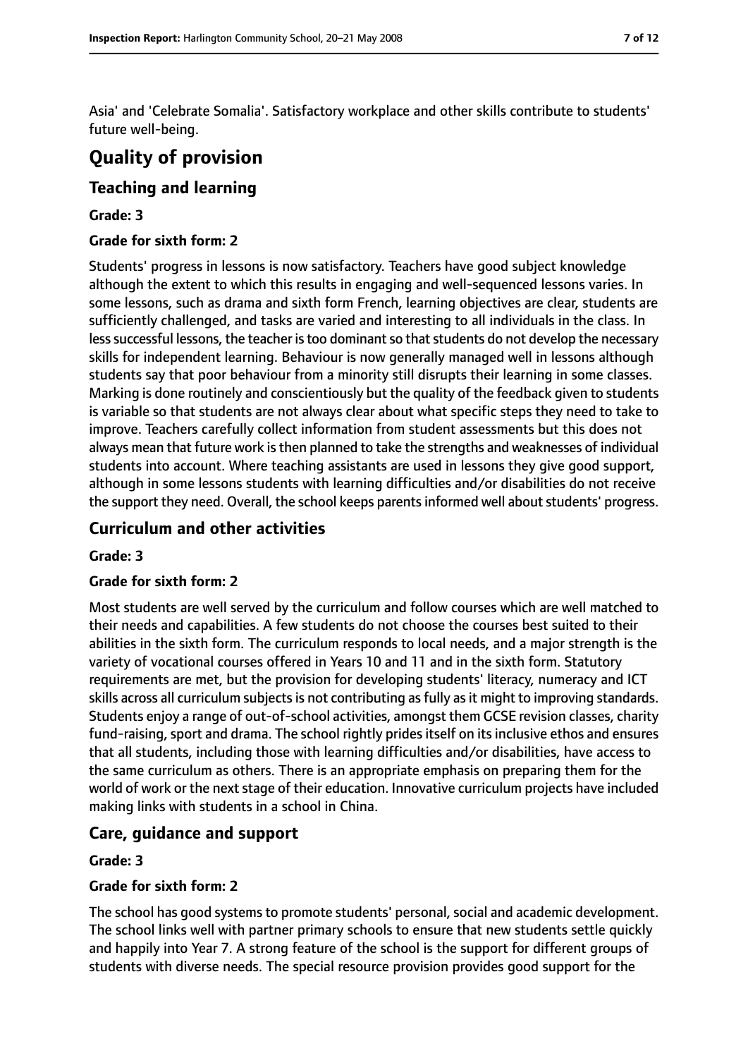Asia' and 'Celebrate Somalia'. Satisfactory workplace and other skills contribute to students' future well-being.

# Quality of provision

## Teaching and learning

**Grade: 3**

**Grade for sixth form: 2**

Students' progress in lessons is now satisfactory. Teachers have good subject knowledge although the extent to which this results in engaging and well-sequenced lessons varies. In some lessons, such as drama and sixth form French, learning objectives are clear, students are sufficiently challenged, and tasks are varied and interesting to all individuals in the class. In less successful lessons, the teacher is too dominant so that students do not develop the necessary skills for independent learning. Behaviour is now generally managed well in lessons although students say that poor behaviour from a minority still disrupts their learning in some classes. Marking is done routinely and conscientiously but the quality of the feedback given to students is variable so that students are not always clear about what specific steps they need to take to improve. Teachers carefully collect information from student assessments but this does not always mean that future work is then planned to take the strengths and weaknesses of individual students into account. Where teaching assistants are used in lessons they give good support, although in some lessons students with learning difficulties and/or disabilities do not receive the support they need. Overall, the school keeps parents informed well about students' progress.

## Curriculum and other activities

**Grade: 3**

**Grade for sixth form: 2**

Most students are well served by the curriculum and follow courses which are well matched to their needs and capabilities. A few students do not choose the courses best suited to their abilities in the sixth form. The curriculum responds to local needs, and a major strength is the variety of vocational courses offered in Years 10 and 11 and in the sixth form. Statutory requirements are met, but the provision for developing students' literacy, numeracy and ICT skills across all curriculum subjects is not contributing as fully as it might to improving standards. Students enjoy a range of out-of-school activities, amongst them GCSE revision classes, charity fund-raising, sport and drama. The school rightly prides itself on its inclusive ethos and ensures that all students, including those with learning difficulties and/or disabilities, have access to the same curriculum as others. There is an appropriate emphasis on preparing them for the world of work or the next stage of their education. Innovative curriculum projects have included making links with students in a school in China.

## Care, guidance and support

**Grade: 3**

**Grade for sixth form: 2**

The school has good systems to promote students' personal, social and academic development. The school links well with partner primary schools to ensure that new students settle quickly and happily into Year 7. A strong feature of the school is the support for different groups of students with diverse needs. The special resource provision provides good support for the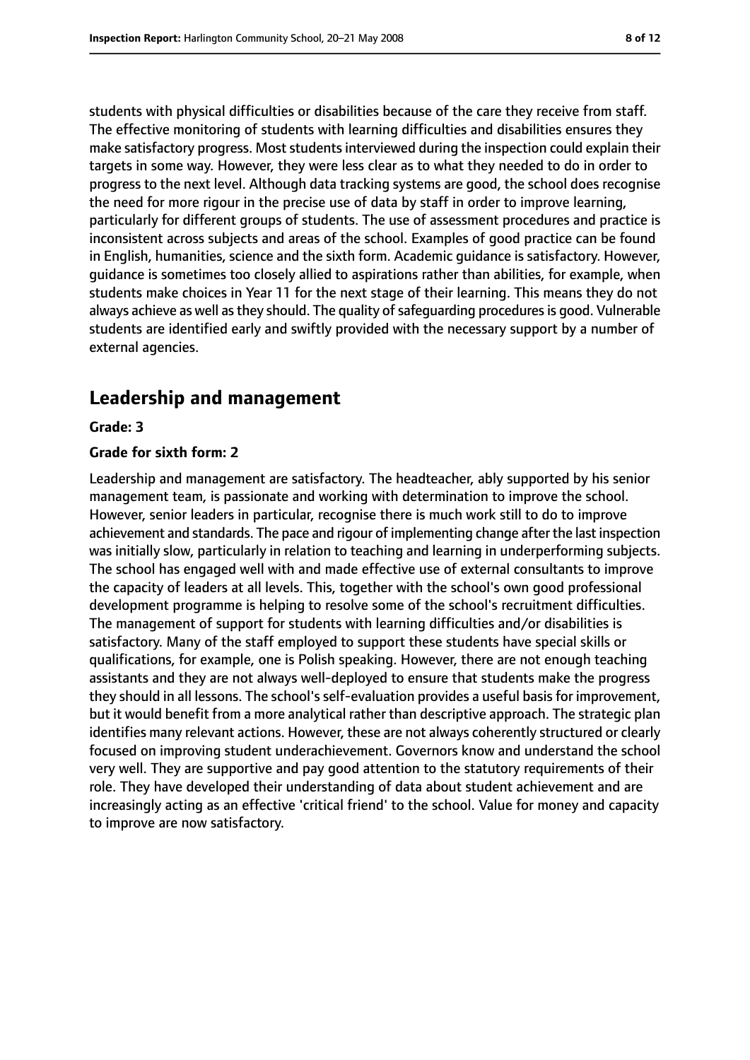students with physical difficulties or disabilities because of the care they receive from staff. The effective monitoring of students with learning difficulties and disabilities ensures they make satisfactory progress. Most students interviewed during the inspection could explain their targets in some way. However, they were less clear as to what they needed to do in order to progress to the next level. Although data tracking systems are good, the school does recognise the need for more rigour in the precise use of data by staff in order to improve learning, particularly for different groups of students. The use of assessment procedures and practice is inconsistent across subjects and areas of the school. Examples of good practice can be found in English, humanities, science and the sixth form. Academic guidance is satisfactory. However, guidance is sometimes too closely allied to aspirations rather than abilities, for example, when students make choices in Year 11 for the next stage of their learning. This means they do not always achieve as well as they should. The quality of safeguarding procedures is good. Vulnerable students are identified early and swiftly provided with the necessary support by a number of external agencies.

## Leadership and management

**Grade: 3**

**Grade for sixth form: 2**

Leadership and management are satisfactory. The headteacher, ably supported by his senior management team, is passionate and working with determination to improve the school. However, senior leaders in particular, recognise there is much work still to do to improve achievement and standards. The pace and rigour of implementing change after the last inspection was initially slow, particularly in relation to teaching and learning in underperforming subjects. The school has engaged well with and made effective use of external consultants to improve the capacity of leaders at all levels. This, together with the school's own good professional development programme is helping to resolve some of the school's recruitment difficulties. The management of support for students with learning difficulties and/or disabilities is satisfactory. Many of the staff employed to support these students have special skills or qualifications, for example, one is Polish speaking. However, there are not enough teaching assistants and they are not always well-deployed to ensure that students make the progress they should in all lessons. The school's self-evaluation provides a useful basis for improvement, but it would benefit from a more analytical rather than descriptive approach. The strategic plan identifies many relevant actions. However, these are not always coherently structured or clearly focused on improving student underachievement. Governors know and understand the school very well. They are supportive and pay good attention to the statutory requirements of their role. They have developed their understanding of data about student achievement and are increasingly acting as an effective 'critical friend' to the school. Value for money and capacity to improve are now satisfactory.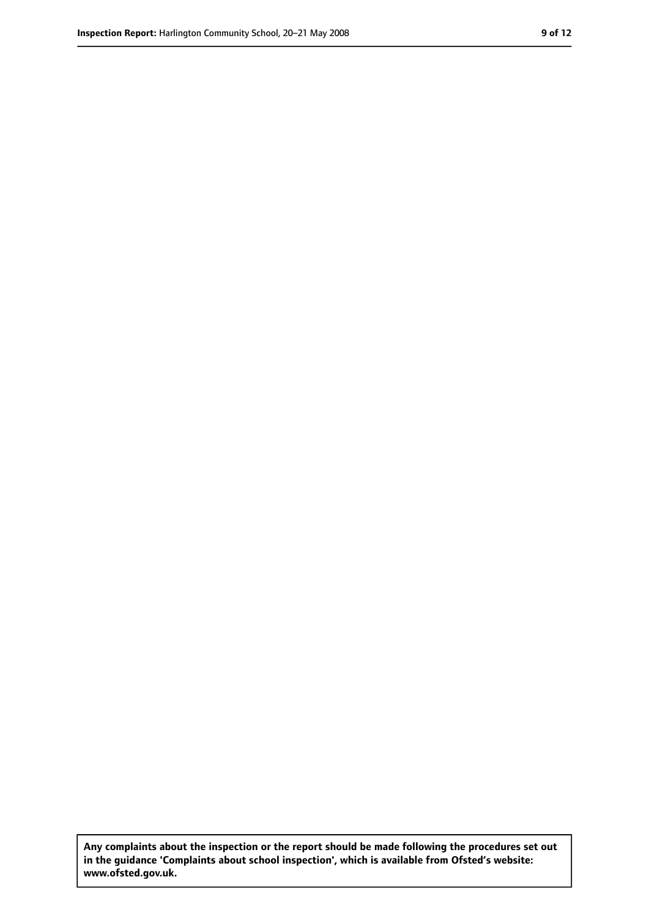**Any complaints about the inspection or the report should be made following the procedures set out in the guidance 'Complaints about school inspection', which is available from Ofsted's website: www.ofsted.gov.uk.**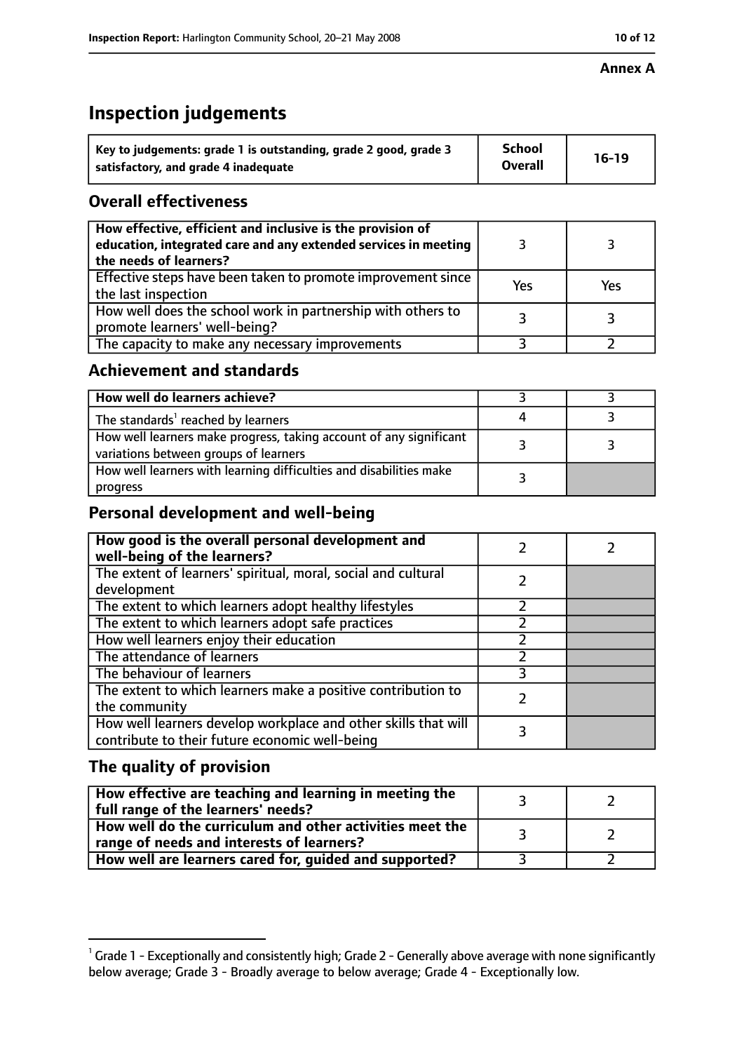**Annex A**

# Inspection judgements

| Key to judgements: grade 1 is outstanding, grade 2 good, grade 3 satisfactory, and grade 4 inadequate | School Overall | 16-19 |
|---|---|---|

## Overall effectiveness

| | | |
|---|---|---|
| How effective, efficient and inclusive is the provision of education, integrated care and any extended services in meeting the needs of learners? | 3 | 3 |
| Effective steps have been taken to promote improvement since the last inspection | Yes | Yes |
| How well does the school work in partnership with others to promote learners' well-being? | 3 | 3 |
| The capacity to make any necessary improvements | 3 | 2 |

## Achievement and standards

| | | |
|---|---|---|
| How well do learners achieve? | 3 | 3 |
| The standards[1] reached by learners | 4 | 3 |
| How well learners make progress, taking account of any significant variations between groups of learners | 3 | 3 |
| How well learners with learning difficulties and disabilities make progress | 3 | |

## Personal development and well-being

| | | |
|---|---|---|
| How good is the overall personal development and well-being of the learners? | 2 | 2 |
| The extent of learners' spiritual, moral, social and cultural development | 2 | |
| The extent to which learners adopt healthy lifestyles | 2 | |
| The extent to which learners adopt safe practices | 2 | |
| How well learners enjoy their education | 2 | |
| The attendance of learners | 2 | |
| The behaviour of learners | 3 | |
| The extent to which learners make a positive contribution to the community | 2 | |
| How well learners develop workplace and other skills that will contribute to their future economic well-being | 3 | |

## The quality of provision

| | | |
|---|---|---|
| How effective are teaching and learning in meeting the full range of the learners' needs? | 3 | 2 |
| How well do the curriculum and other activities meet the range of needs and interests of learners? | 3 | 2 |
| How well are learners cared for, guided and supported? | 3 | 2 |

[1] Grade 1 - Exceptionally and consistently high; Grade 2 - Generally above average with none significantly below average; Grade 3 - Broadly average to below average; Grade 4 - Exceptionally low.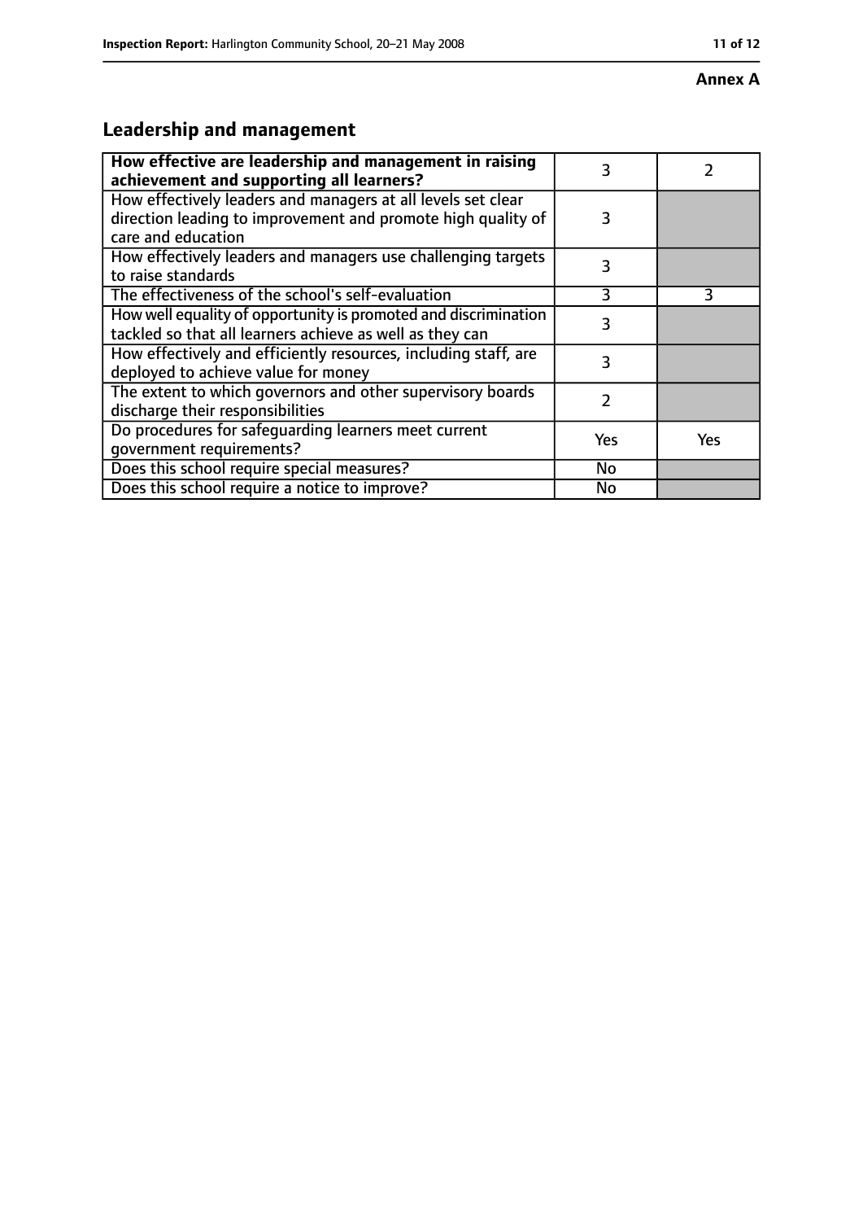**Annex A**

## Leadership and management

| | | |
|---|---|---|
| **How effective are leadership and management in raising achievement and supporting all learners?** | 3 | 2 |
| How effectively leaders and managers at all levels set clear direction leading to improvement and promote high quality of care and education | 3 | |
| How effectively leaders and managers use challenging targets to raise standards | 3 | |
| The effectiveness of the school's self-evaluation | 3 | 3 |
| How well equality of opportunity is promoted and discrimination tackled so that all learners achieve as well as they can | 3 | |
| How effectively and efficiently resources, including staff, are deployed to achieve value for money | 3 | |
| The extent to which governors and other supervisory boards discharge their responsibilities | 2 | |
| Do procedures for safeguarding learners meet current government requirements? | Yes | Yes |
| Does this school require special measures? | No | |
| Does this school require a notice to improve? | No | |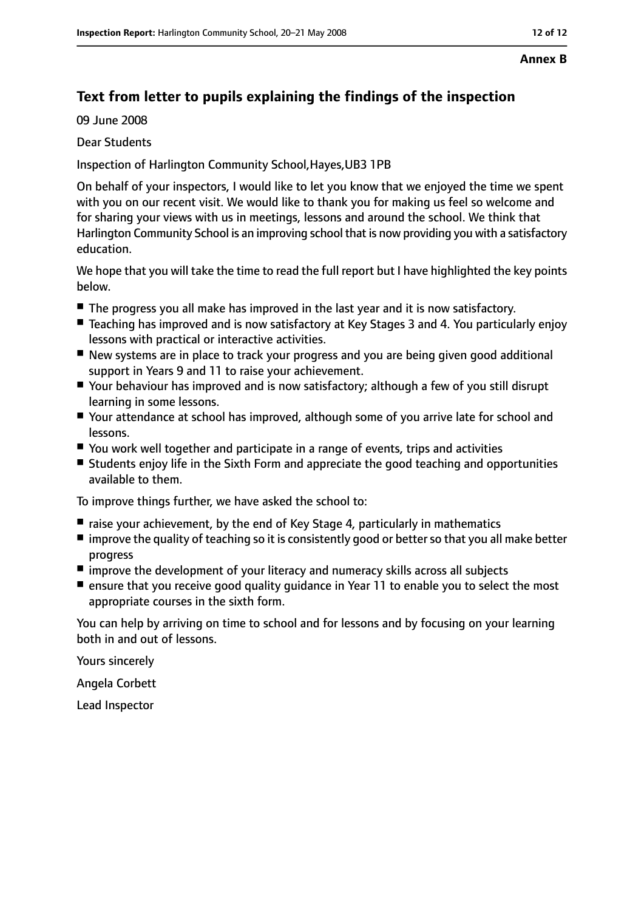**Annex B**

## Text from letter to pupils explaining the findings of the inspection

09 June 2008

Dear Students

Inspection of Harlington Community School,Hayes,UB3 1PB

On behalf of your inspectors, I would like to let you know that we enjoyed the time we spent with you on our recent visit. We would like to thank you for making us feel so welcome and for sharing your views with us in meetings, lessons and around the school. We think that Harlington Community School is an improving school that is now providing you with a satisfactory education.

We hope that you will take the time to read the full report but I have highlighted the key points below.

- The progress you all make has improved in the last year and it is now satisfactory.
- Teaching has improved and is now satisfactory at Key Stages 3 and 4. You particularly enjoy lessons with practical or interactive activities.
- New systems are in place to track your progress and you are being given good additional support in Years 9 and 11 to raise your achievement.
- Your behaviour has improved and is now satisfactory; although a few of you still disrupt learning in some lessons.
- Your attendance at school has improved, although some of you arrive late for school and lessons.
- You work well together and participate in a range of events, trips and activities
- Students enjoy life in the Sixth Form and appreciate the good teaching and opportunities available to them.

To improve things further, we have asked the school to:

- raise your achievement, by the end of Key Stage 4, particularly in mathematics
- improve the quality of teaching so it is consistently good or better so that you all make better progress
- improve the development of your literacy and numeracy skills across all subjects
- ensure that you receive good quality guidance in Year 11 to enable you to select the most appropriate courses in the sixth form.

You can help by arriving on time to school and for lessons and by focusing on your learning both in and out of lessons.

Yours sincerely

Angela Corbett

Lead Inspector